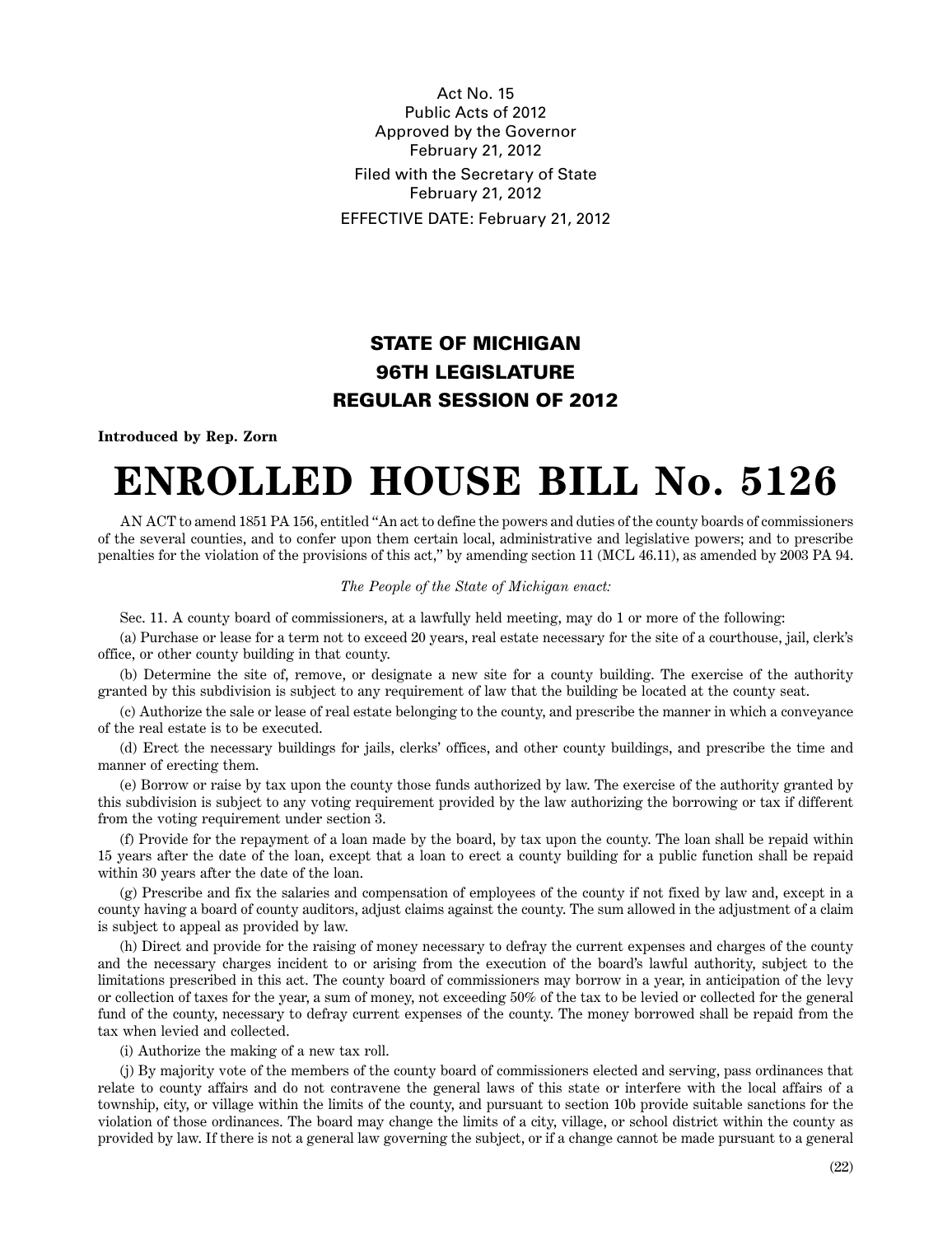Act No. 15
Public Acts of 2012
Approved by the Governor
February 21, 2012

Filed with the Secretary of State
February 21, 2012

EFFECTIVE DATE: February 21, 2012

## STATE OF MICHIGAN
## 96TH LEGISLATURE
## REGULAR SESSION OF 2012

**Introduced by Rep. Zorn**

# ENROLLED HOUSE BILL No. 5126

AN ACT to amend 1851 PA 156, entitled "An act to define the powers and duties of the county boards of commissioners of the several counties, and to confer upon them certain local, administrative and legislative powers; and to prescribe penalties for the violation of the provisions of this act," by amending section 11 (MCL 46.11), as amended by 2003 PA 94.

*The People of the State of Michigan enact:*

Sec. 11. A county board of commissioners, at a lawfully held meeting, may do 1 or more of the following:

(a) Purchase or lease for a term not to exceed 20 years, real estate necessary for the site of a courthouse, jail, clerk's office, or other county building in that county.

(b) Determine the site of, remove, or designate a new site for a county building. The exercise of the authority granted by this subdivision is subject to any requirement of law that the building be located at the county seat.

(c) Authorize the sale or lease of real estate belonging to the county, and prescribe the manner in which a conveyance of the real estate is to be executed.

(d) Erect the necessary buildings for jails, clerks' offices, and other county buildings, and prescribe the time and manner of erecting them.

(e) Borrow or raise by tax upon the county those funds authorized by law. The exercise of the authority granted by this subdivision is subject to any voting requirement provided by the law authorizing the borrowing or tax if different from the voting requirement under section 3.

(f) Provide for the repayment of a loan made by the board, by tax upon the county. The loan shall be repaid within 15 years after the date of the loan, except that a loan to erect a county building for a public function shall be repaid within 30 years after the date of the loan.

(g) Prescribe and fix the salaries and compensation of employees of the county if not fixed by law and, except in a county having a board of county auditors, adjust claims against the county. The sum allowed in the adjustment of a claim is subject to appeal as provided by law.

(h) Direct and provide for the raising of money necessary to defray the current expenses and charges of the county and the necessary charges incident to or arising from the execution of the board's lawful authority, subject to the limitations prescribed in this act. The county board of commissioners may borrow in a year, in anticipation of the levy or collection of taxes for the year, a sum of money, not exceeding 50% of the tax to be levied or collected for the general fund of the county, necessary to defray current expenses of the county. The money borrowed shall be repaid from the tax when levied and collected.

(i) Authorize the making of a new tax roll.

(j) By majority vote of the members of the county board of commissioners elected and serving, pass ordinances that relate to county affairs and do not contravene the general laws of this state or interfere with the local affairs of a township, city, or village within the limits of the county, and pursuant to section 10b provide suitable sanctions for the violation of those ordinances. The board may change the limits of a city, village, or school district within the county as provided by law. If there is not a general law governing the subject, or if a change cannot be made pursuant to a general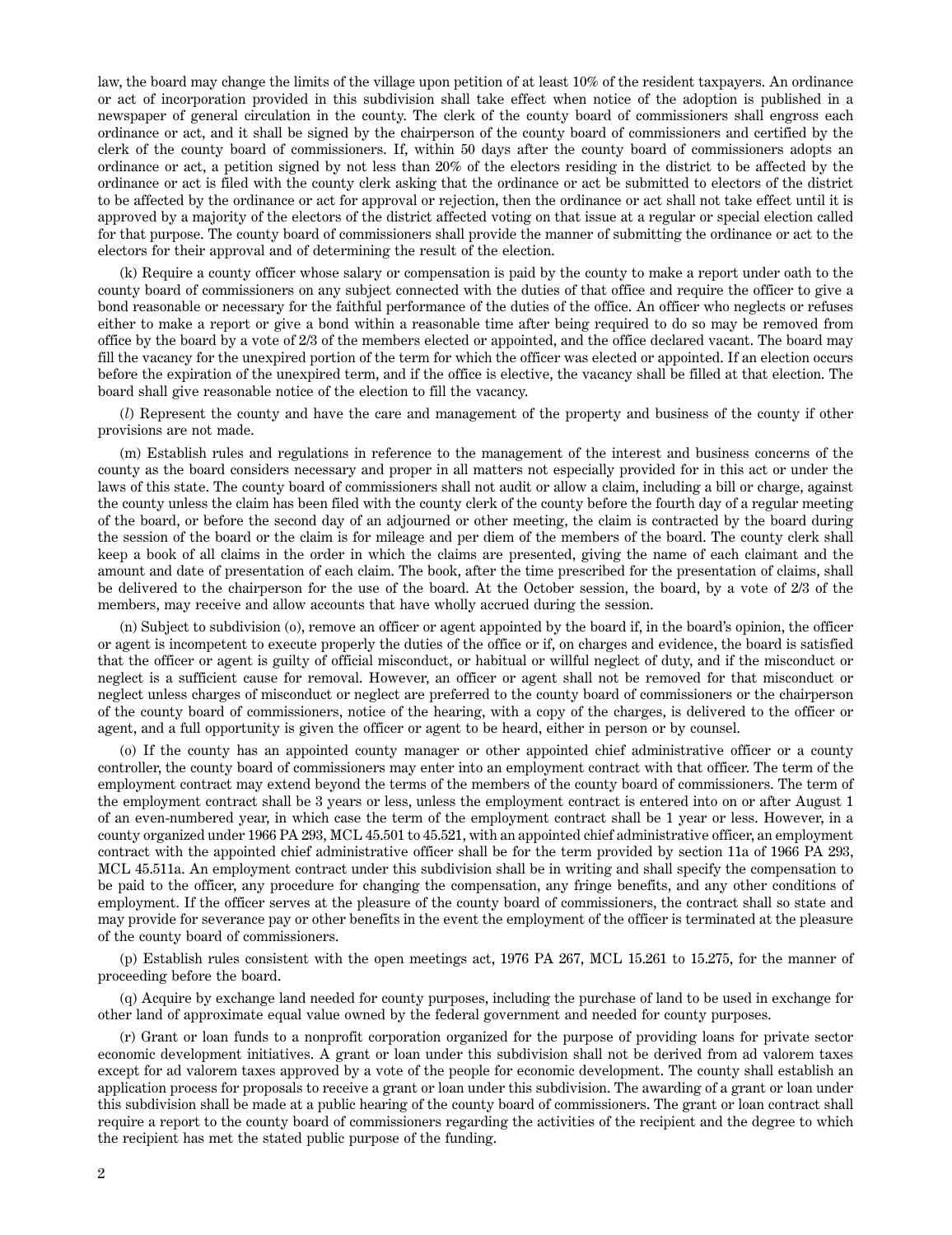law, the board may change the limits of the village upon petition of at least 10% of the resident taxpayers. An ordinance or act of incorporation provided in this subdivision shall take effect when notice of the adoption is published in a newspaper of general circulation in the county. The clerk of the county board of commissioners shall engross each ordinance or act, and it shall be signed by the chairperson of the county board of commissioners and certified by the clerk of the county board of commissioners. If, within 50 days after the county board of commissioners adopts an ordinance or act, a petition signed by not less than 20% of the electors residing in the district to be affected by the ordinance or act is filed with the county clerk asking that the ordinance or act be submitted to electors of the district to be affected by the ordinance or act for approval or rejection, then the ordinance or act shall not take effect until it is approved by a majority of the electors of the district affected voting on that issue at a regular or special election called for that purpose. The county board of commissioners shall provide the manner of submitting the ordinance or act to the electors for their approval and of determining the result of the election.

(k) Require a county officer whose salary or compensation is paid by the county to make a report under oath to the county board of commissioners on any subject connected with the duties of that office and require the officer to give a bond reasonable or necessary for the faithful performance of the duties of the office. An officer who neglects or refuses either to make a report or give a bond within a reasonable time after being required to do so may be removed from office by the board by a vote of 2/3 of the members elected or appointed, and the office declared vacant. The board may fill the vacancy for the unexpired portion of the term for which the officer was elected or appointed. If an election occurs before the expiration of the unexpired term, and if the office is elective, the vacancy shall be filled at that election. The board shall give reasonable notice of the election to fill the vacancy.

(*l*) Represent the county and have the care and management of the property and business of the county if other provisions are not made.

(m) Establish rules and regulations in reference to the management of the interest and business concerns of the county as the board considers necessary and proper in all matters not especially provided for in this act or under the laws of this state. The county board of commissioners shall not audit or allow a claim, including a bill or charge, against the county unless the claim has been filed with the county clerk of the county before the fourth day of a regular meeting of the board, or before the second day of an adjourned or other meeting, the claim is contracted by the board during the session of the board or the claim is for mileage and per diem of the members of the board. The county clerk shall keep a book of all claims in the order in which the claims are presented, giving the name of each claimant and the amount and date of presentation of each claim. The book, after the time prescribed for the presentation of claims, shall be delivered to the chairperson for the use of the board. At the October session, the board, by a vote of 2/3 of the members, may receive and allow accounts that have wholly accrued during the session.

(n) Subject to subdivision (o), remove an officer or agent appointed by the board if, in the board's opinion, the officer or agent is incompetent to execute properly the duties of the office or if, on charges and evidence, the board is satisfied that the officer or agent is guilty of official misconduct, or habitual or willful neglect of duty, and if the misconduct or neglect is a sufficient cause for removal. However, an officer or agent shall not be removed for that misconduct or neglect unless charges of misconduct or neglect are preferred to the county board of commissioners or the chairperson of the county board of commissioners, notice of the hearing, with a copy of the charges, is delivered to the officer or agent, and a full opportunity is given the officer or agent to be heard, either in person or by counsel.

(o) If the county has an appointed county manager or other appointed chief administrative officer or a county controller, the county board of commissioners may enter into an employment contract with that officer. The term of the employment contract may extend beyond the terms of the members of the county board of commissioners. The term of the employment contract shall be 3 years or less, unless the employment contract is entered into on or after August 1 of an even-numbered year, in which case the term of the employment contract shall be 1 year or less. However, in a county organized under 1966 PA 293, MCL 45.501 to 45.521, with an appointed chief administrative officer, an employment contract with the appointed chief administrative officer shall be for the term provided by section 11a of 1966 PA 293, MCL 45.511a. An employment contract under this subdivision shall be in writing and shall specify the compensation to be paid to the officer, any procedure for changing the compensation, any fringe benefits, and any other conditions of employment. If the officer serves at the pleasure of the county board of commissioners, the contract shall so state and may provide for severance pay or other benefits in the event the employment of the officer is terminated at the pleasure of the county board of commissioners.

(p) Establish rules consistent with the open meetings act, 1976 PA 267, MCL 15.261 to 15.275, for the manner of proceeding before the board.

(q) Acquire by exchange land needed for county purposes, including the purchase of land to be used in exchange for other land of approximate equal value owned by the federal government and needed for county purposes.

(r) Grant or loan funds to a nonprofit corporation organized for the purpose of providing loans for private sector economic development initiatives. A grant or loan under this subdivision shall not be derived from ad valorem taxes except for ad valorem taxes approved by a vote of the people for economic development. The county shall establish an application process for proposals to receive a grant or loan under this subdivision. The awarding of a grant or loan under this subdivision shall be made at a public hearing of the county board of commissioners. The grant or loan contract shall require a report to the county board of commissioners regarding the activities of the recipient and the degree to which the recipient has met the stated public purpose of the funding.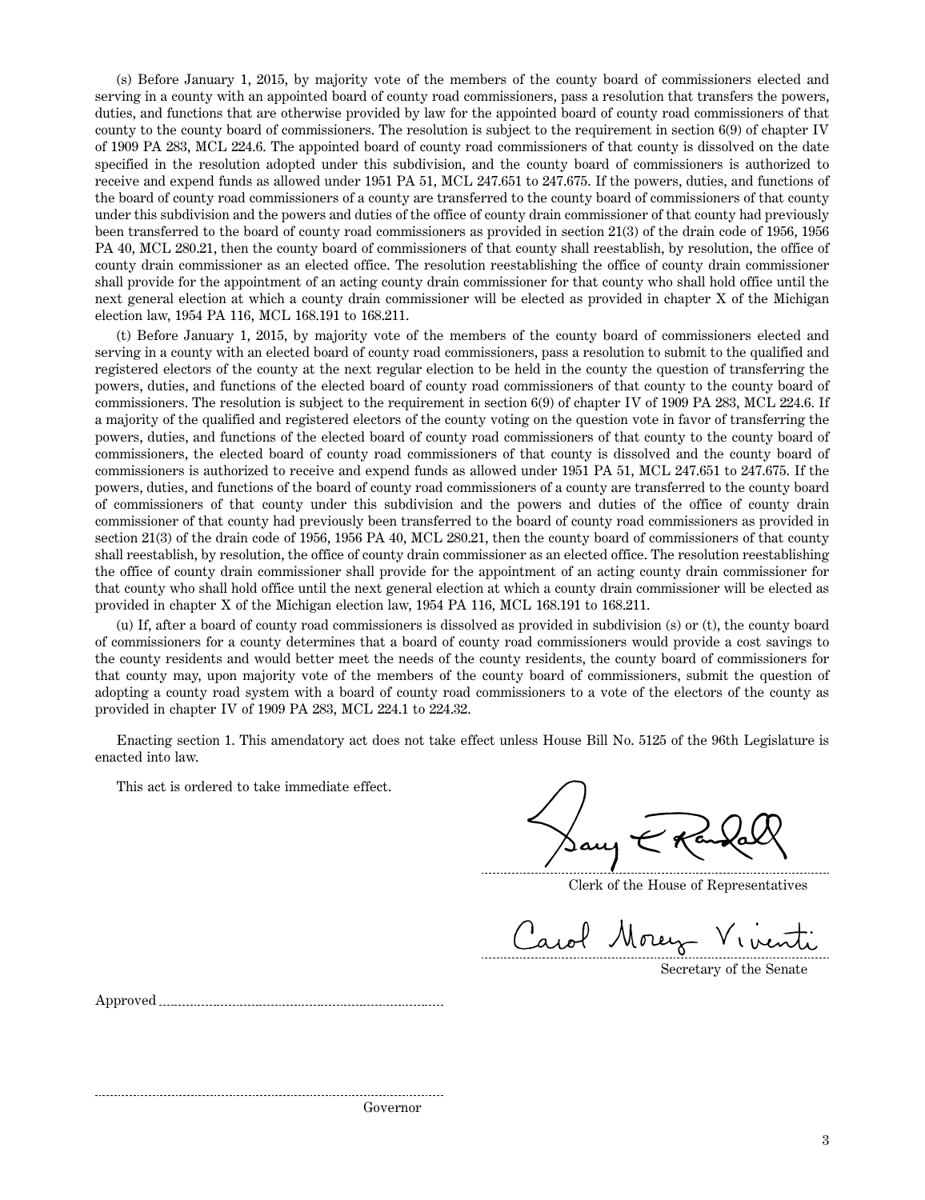(s) Before January 1, 2015, by majority vote of the members of the county board of commissioners elected and serving in a county with an appointed board of county road commissioners, pass a resolution that transfers the powers, duties, and functions that are otherwise provided by law for the appointed board of county road commissioners of that county to the county board of commissioners. The resolution is subject to the requirement in section 6(9) of chapter IV of 1909 PA 283, MCL 224.6. The appointed board of county road commissioners of that county is dissolved on the date specified in the resolution adopted under this subdivision, and the county board of commissioners is authorized to receive and expend funds as allowed under 1951 PA 51, MCL 247.651 to 247.675. If the powers, duties, and functions of the board of county road commissioners of a county are transferred to the county board of commissioners of that county under this subdivision and the powers and duties of the office of county drain commissioner of that county had previously been transferred to the board of county road commissioners as provided in section 21(3) of the drain code of 1956, 1956 PA 40, MCL 280.21, then the county board of commissioners of that county shall reestablish, by resolution, the office of county drain commissioner as an elected office. The resolution reestablishing the office of county drain commissioner shall provide for the appointment of an acting county drain commissioner for that county who shall hold office until the next general election at which a county drain commissioner will be elected as provided in chapter X of the Michigan election law, 1954 PA 116, MCL 168.191 to 168.211.

(t) Before January 1, 2015, by majority vote of the members of the county board of commissioners elected and serving in a county with an elected board of county road commissioners, pass a resolution to submit to the qualified and registered electors of the county at the next regular election to be held in the county the question of transferring the powers, duties, and functions of the elected board of county road commissioners of that county to the county board of commissioners. The resolution is subject to the requirement in section 6(9) of chapter IV of 1909 PA 283, MCL 224.6. If a majority of the qualified and registered electors of the county voting on the question vote in favor of transferring the powers, duties, and functions of the elected board of county road commissioners of that county to the county board of commissioners, the elected board of county road commissioners of that county is dissolved and the county board of commissioners is authorized to receive and expend funds as allowed under 1951 PA 51, MCL 247.651 to 247.675. If the powers, duties, and functions of the board of county road commissioners of a county are transferred to the county board of commissioners of that county under this subdivision and the powers and duties of the office of county drain commissioner of that county had previously been transferred to the board of county road commissioners as provided in section 21(3) of the drain code of 1956, 1956 PA 40, MCL 280.21, then the county board of commissioners of that county shall reestablish, by resolution, the office of county drain commissioner as an elected office. The resolution reestablishing the office of county drain commissioner shall provide for the appointment of an acting county drain commissioner for that county who shall hold office until the next general election at which a county drain commissioner will be elected as provided in chapter X of the Michigan election law, 1954 PA 116, MCL 168.191 to 168.211.

(u) If, after a board of county road commissioners is dissolved as provided in subdivision (s) or (t), the county board of commissioners for a county determines that a board of county road commissioners would provide a cost savings to the county residents and would better meet the needs of the county residents, the county board of commissioners for that county may, upon majority vote of the members of the county board of commissioners, submit the question of adopting a county road system with a board of county road commissioners to a vote of the electors of the county as provided in chapter IV of 1909 PA 283, MCL 224.1 to 224.32.

Enacting section 1. This amendatory act does not take effect unless House Bill No. 5125 of the 96th Legislature is enacted into law.

This act is ordered to take immediate effect.

Gary L Randall

Clerk of the House of Representatives

Carol Morey Viventi

Secretary of the Senate

Approved ..........................................

..........................................

Governor